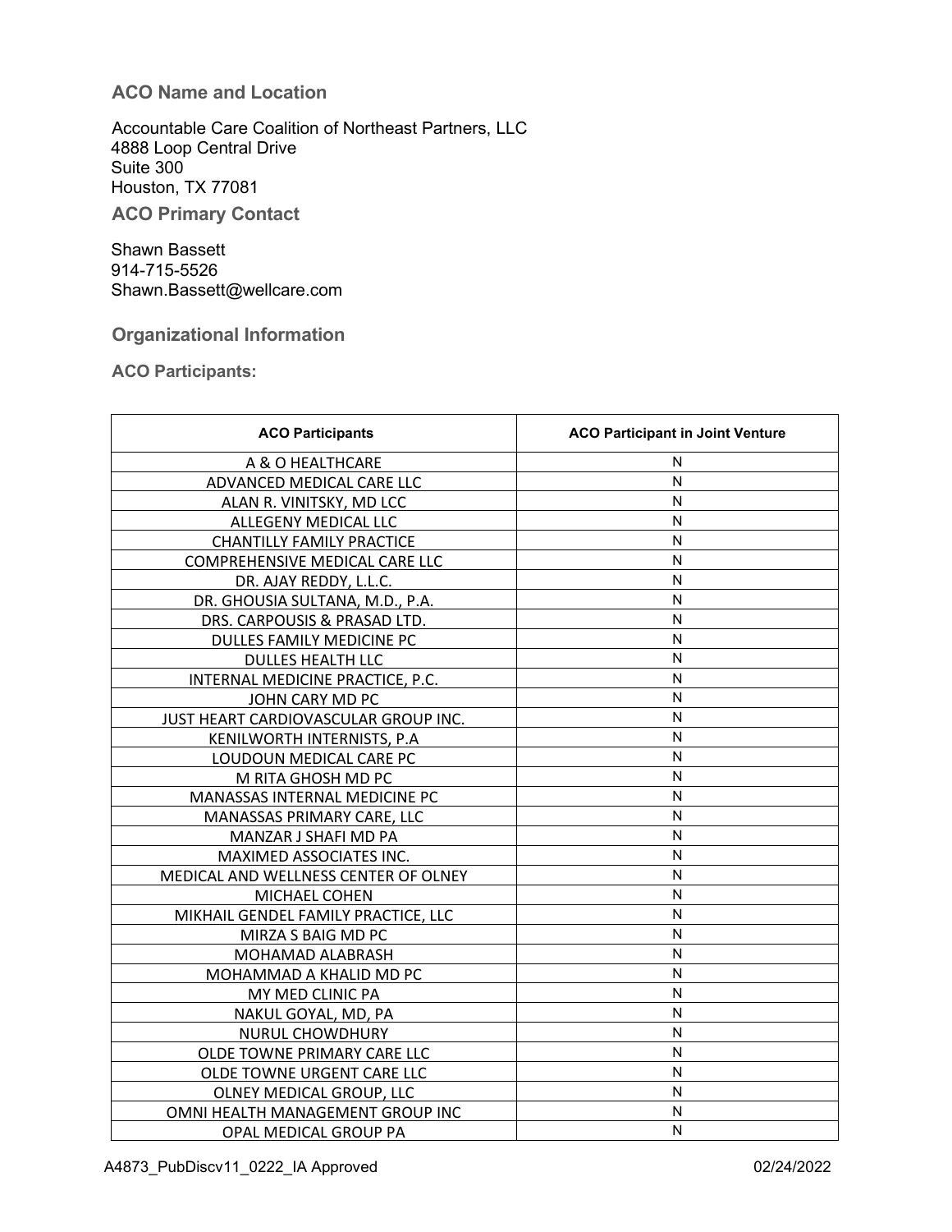## ACO Name and Location

Accountable Care Coalition of Northeast Partners, LLC
4888 Loop Central Drive
Suite 300
Houston, TX 77081

## ACO Primary Contact

Shawn Bassett
914-715-5526
Shawn.Bassett@wellcare.com

## Organizational Information

### ACO Participants:

| ACO Participants | ACO Participant in Joint Venture |
|---|---|
| A & O HEALTHCARE | N |
| ADVANCED MEDICAL CARE LLC | N |
| ALAN R. VINITSKY, MD LCC | N |
| ALLEGENY MEDICAL LLC | N |
| CHANTILLY FAMILY PRACTICE | N |
| COMPREHENSIVE MEDICAL CARE LLC | N |
| DR. AJAY REDDY, L.L.C. | N |
| DR. GHOUSIA SULTANA, M.D., P.A. | N |
| DRS. CARPOUSIS & PRASAD LTD. | N |
| DULLES FAMILY MEDICINE PC | N |
| DULLES HEALTH LLC | N |
| INTERNAL MEDICINE PRACTICE, P.C. | N |
| JOHN CARY MD PC | N |
| JUST HEART CARDIOVASCULAR GROUP INC. | N |
| KENILWORTH INTERNISTS, P.A | N |
| LOUDOUN MEDICAL CARE PC | N |
| M RITA GHOSH MD PC | N |
| MANASSAS INTERNAL MEDICINE PC | N |
| MANASSAS PRIMARY CARE, LLC | N |
| MANZAR J SHAFI MD PA | N |
| MAXIMED ASSOCIATES INC. | N |
| MEDICAL AND WELLNESS CENTER OF OLNEY | N |
| MICHAEL COHEN | N |
| MIKHAIL GENDEL FAMILY PRACTICE, LLC | N |
| MIRZA S BAIG MD PC | N |
| MOHAMAD ALABRASH | N |
| MOHAMMAD A KHALID MD PC | N |
| MY MED CLINIC PA | N |
| NAKUL GOYAL, MD, PA | N |
| NURUL CHOWDHURY | N |
| OLDE TOWNE PRIMARY CARE LLC | N |
| OLDE TOWNE URGENT CARE LLC | N |
| OLNEY MEDICAL GROUP, LLC | N |
| OMNI HEALTH MANAGEMENT GROUP INC | N |
| OPAL MEDICAL GROUP PA | N |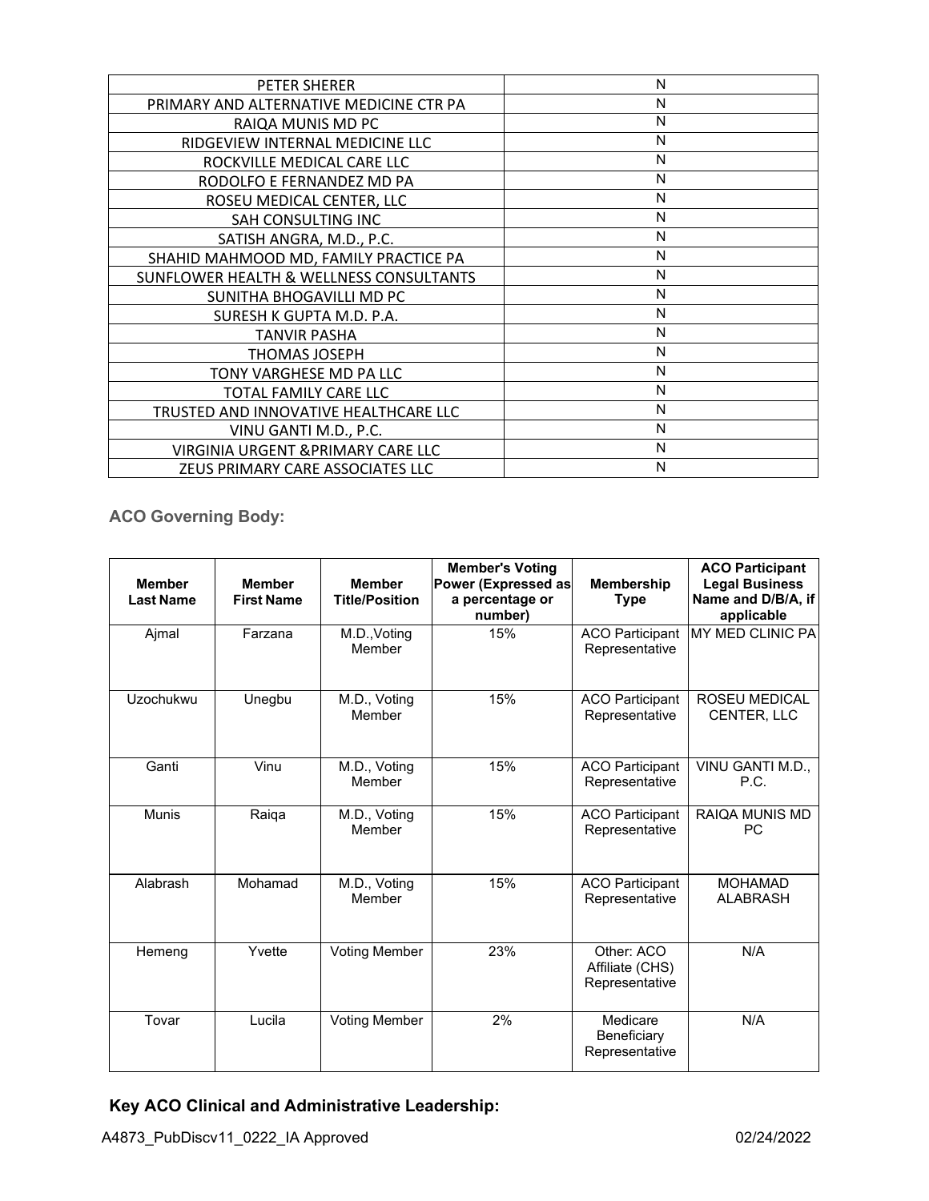| | |
|---|---|
| PETER SHERER | N |
| PRIMARY AND ALTERNATIVE MEDICINE CTR PA | N |
| RAIQA MUNIS MD PC | N |
| RIDGEVIEW INTERNAL MEDICINE LLC | N |
| ROCKVILLE MEDICAL CARE LLC | N |
| RODOLFO E FERNANDEZ MD PA | N |
| ROSEU MEDICAL CENTER, LLC | N |
| SAH CONSULTING INC | N |
| SATISH ANGRA, M.D., P.C. | N |
| SHAHID MAHMOOD MD, FAMILY PRACTICE PA | N |
| SUNFLOWER HEALTH & WELLNESS CONSULTANTS | N |
| SUNITHA BHOGAVILLI MD PC | N |
| SURESH K GUPTA M.D. P.A. | N |
| TANVIR PASHA | N |
| THOMAS JOSEPH | N |
| TONY VARGHESE MD PA LLC | N |
| TOTAL FAMILY CARE LLC | N |
| TRUSTED AND INNOVATIVE HEALTHCARE LLC | N |
| VINU GANTI M.D., P.C. | N |
| VIRGINIA URGENT &PRIMARY CARE LLC | N |
| ZEUS PRIMARY CARE ASSOCIATES LLC | N |

### ACO Governing Body:

| Member Last Name | Member First Name | Member Title/Position | Member's Voting Power (Expressed as a percentage or number) | Membership Type | ACO Participant Legal Business Name and D/B/A, if applicable |
|---|---|---|---|---|---|
| Ajmal | Farzana | M.D.,Voting Member | 15% | ACO Participant Representative | MY MED CLINIC PA |
| Uzochukwu | Unegbu | M.D., Voting Member | 15% | ACO Participant Representative | ROSEU MEDICAL CENTER, LLC |
| Ganti | Vinu | M.D., Voting Member | 15% | ACO Participant Representative | VINU GANTI M.D., P.C. |
| Munis | Raiqa | M.D., Voting Member | 15% | ACO Participant Representative | RAIQA MUNIS MD PC |
| Alabrash | Mohamad | M.D., Voting Member | 15% | ACO Participant Representative | MOHAMAD ALABRASH |
| Hemeng | Yvette | Voting Member | 23% | Other: ACO Affiliate (CHS) Representative | N/A |
| Tovar | Lucila | Voting Member | 2% | Medicare Beneficiary Representative | N/A |

### Key ACO Clinical and Administrative Leadership:

A4873_PubDiscv11_0222_IA Approved 02/24/2022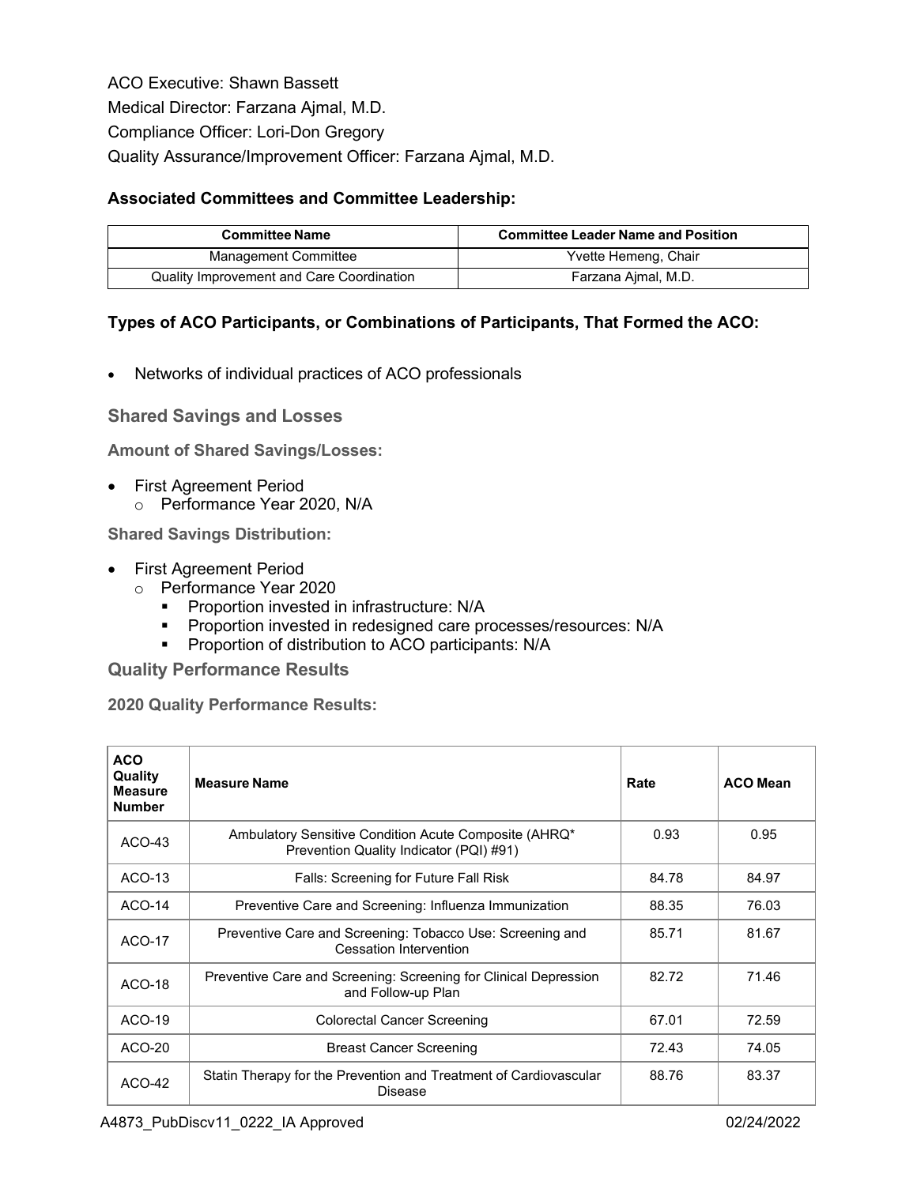ACO Executive: Shawn Bassett

Medical Director: Farzana Ajmal, M.D.

Compliance Officer: Lori-Don Gregory

Quality Assurance/Improvement Officer: Farzana Ajmal, M.D.

### Associated Committees and Committee Leadership:

| Committee Name | Committee Leader Name and Position |
| --- | --- |
| Management Committee | Yvette Hemeng, Chair |
| Quality Improvement and Care Coordination | Farzana Ajmal, M.D. |

### Types of ACO Participants, or Combinations of Participants, That Formed the ACO:

- Networks of individual practices of ACO professionals

## Shared Savings and Losses

### Amount of Shared Savings/Losses:

- First Agreement Period
  - Performance Year 2020, N/A

### Shared Savings Distribution:

- First Agreement Period
  - Performance Year 2020
    - Proportion invested in infrastructure: N/A
    - Proportion invested in redesigned care processes/resources: N/A
    - Proportion of distribution to ACO participants: N/A

## Quality Performance Results

### 2020 Quality Performance Results:

| ACO Quality Measure Number | Measure Name | Rate | ACO Mean |
| --- | --- | --- | --- |
| ACO-43 | Ambulatory Sensitive Condition Acute Composite (AHRQ* Prevention Quality Indicator (PQI) #91) | 0.93 | 0.95 |
| ACO-13 | Falls: Screening for Future Fall Risk | 84.78 | 84.97 |
| ACO-14 | Preventive Care and Screening: Influenza Immunization | 88.35 | 76.03 |
| ACO-17 | Preventive Care and Screening: Tobacco Use: Screening and Cessation Intervention | 85.71 | 81.67 |
| ACO-18 | Preventive Care and Screening: Screening for Clinical Depression and Follow-up Plan | 82.72 | 71.46 |
| ACO-19 | Colorectal Cancer Screening | 67.01 | 72.59 |
| ACO-20 | Breast Cancer Screening | 72.43 | 74.05 |
| ACO-42 | Statin Therapy for the Prevention and Treatment of Cardiovascular Disease | 88.76 | 83.37 |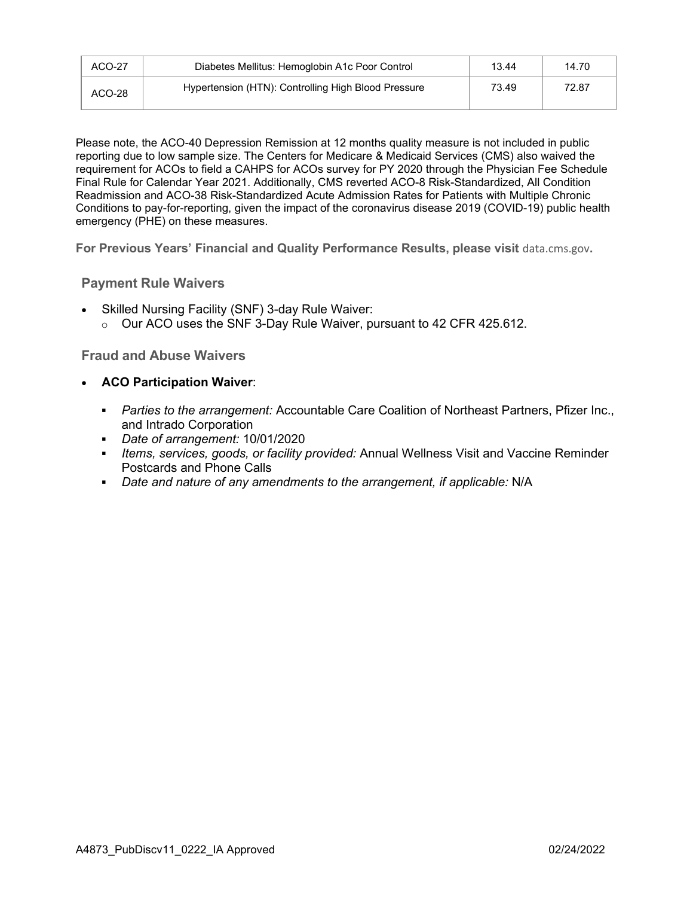| | | | |
|---|---|---|---|
| ACO-27 | Diabetes Mellitus: Hemoglobin A1c Poor Control | 13.44 | 14.70 |
| ACO-28 | Hypertension (HTN): Controlling High Blood Pressure | 73.49 | 72.87 |

Please note, the ACO-40 Depression Remission at 12 months quality measure is not included in public reporting due to low sample size. The Centers for Medicare & Medicaid Services (CMS) also waived the requirement for ACOs to field a CAHPS for ACOs survey for PY 2020 through the Physician Fee Schedule Final Rule for Calendar Year 2021. Additionally, CMS reverted ACO-8 Risk-Standardized, All Condition Readmission and ACO-38 Risk-Standardized Acute Admission Rates for Patients with Multiple Chronic Conditions to pay-for-reporting, given the impact of the coronavirus disease 2019 (COVID-19) public health emergency (PHE) on these measures.

**For Previous Years' Financial and Quality Performance Results, please visit** data.cms.gov**.**

### Payment Rule Waivers

- Skilled Nursing Facility (SNF) 3-day Rule Waiver:
  - Our ACO uses the SNF 3-Day Rule Waiver, pursuant to 42 CFR 425.612.

### Fraud and Abuse Waivers

- **ACO Participation Waiver**:
  - *Parties to the arrangement:* Accountable Care Coalition of Northeast Partners, Pfizer Inc., and Intrado Corporation
  - *Date of arrangement:* 10/01/2020
  - *Items, services, goods, or facility provided:* Annual Wellness Visit and Vaccine Reminder Postcards and Phone Calls
  - *Date and nature of any amendments to the arrangement, if applicable:* N/A